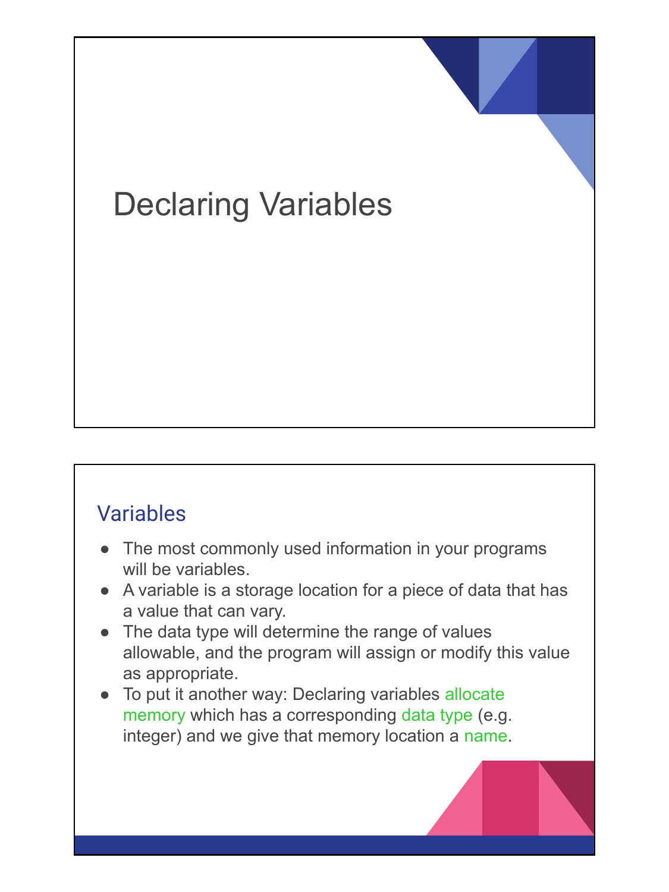# Declaring Variables

## Variables

- The most commonly used information in your programs will be variables.
- A variable is a storage location for a piece of data that has a value that can vary.
- The data type will determine the range of values allowable, and the program will assign or modify this value as appropriate.
- To put it another way: Declaring variables allocate memory which has a corresponding data type (e.g. integer) and we give that memory location a name.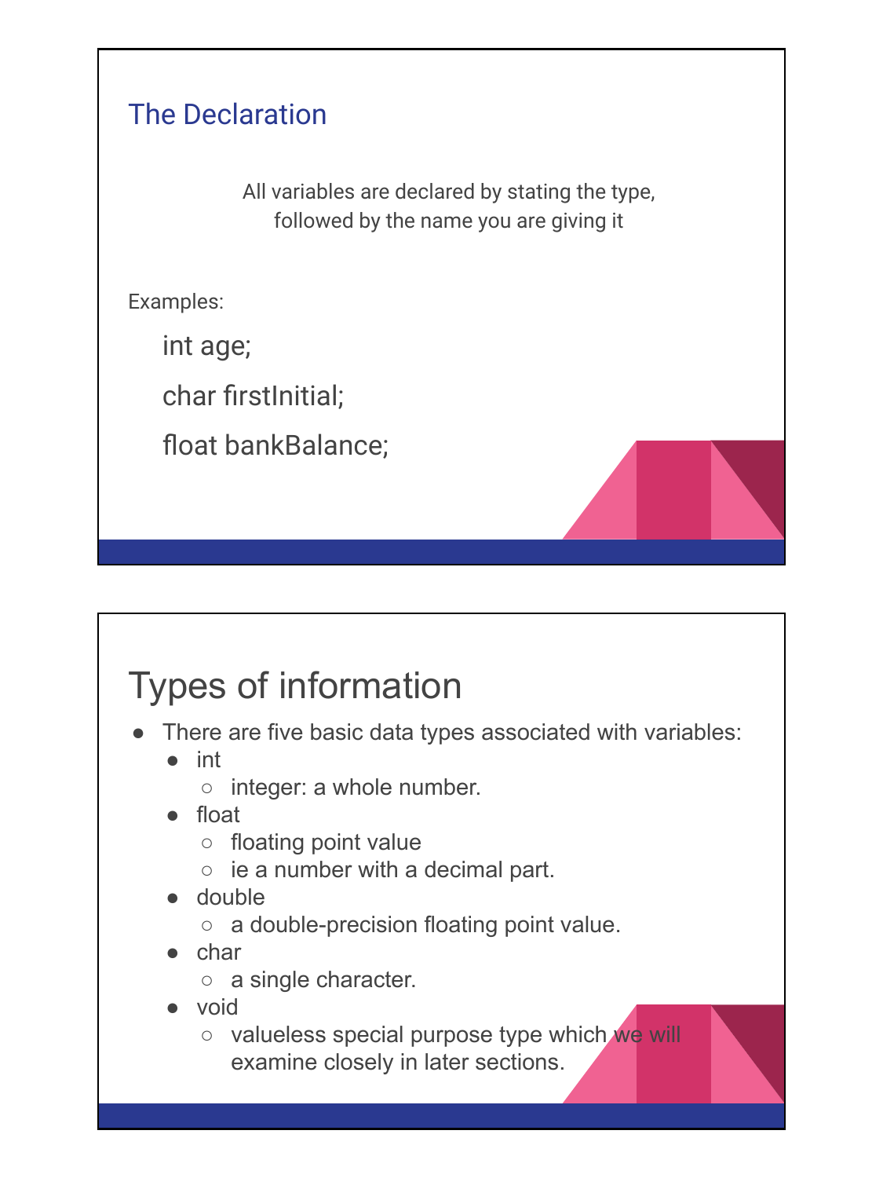## The Declaration

All variables are declared by stating the type, followed by the name you are giving it

Examples:

```
int age;
char firstInitial;
float bankBalance;
```

# Types of information

- There are five basic data types associated with variables:
  - int
    - integer: a whole number.
  - float
    - floating point value
    - ie a number with a decimal part.
  - double
    - a double-precision floating point value.
  - char
    - a single character.
  - void
    - valueless special purpose type which we will examine closely in later sections.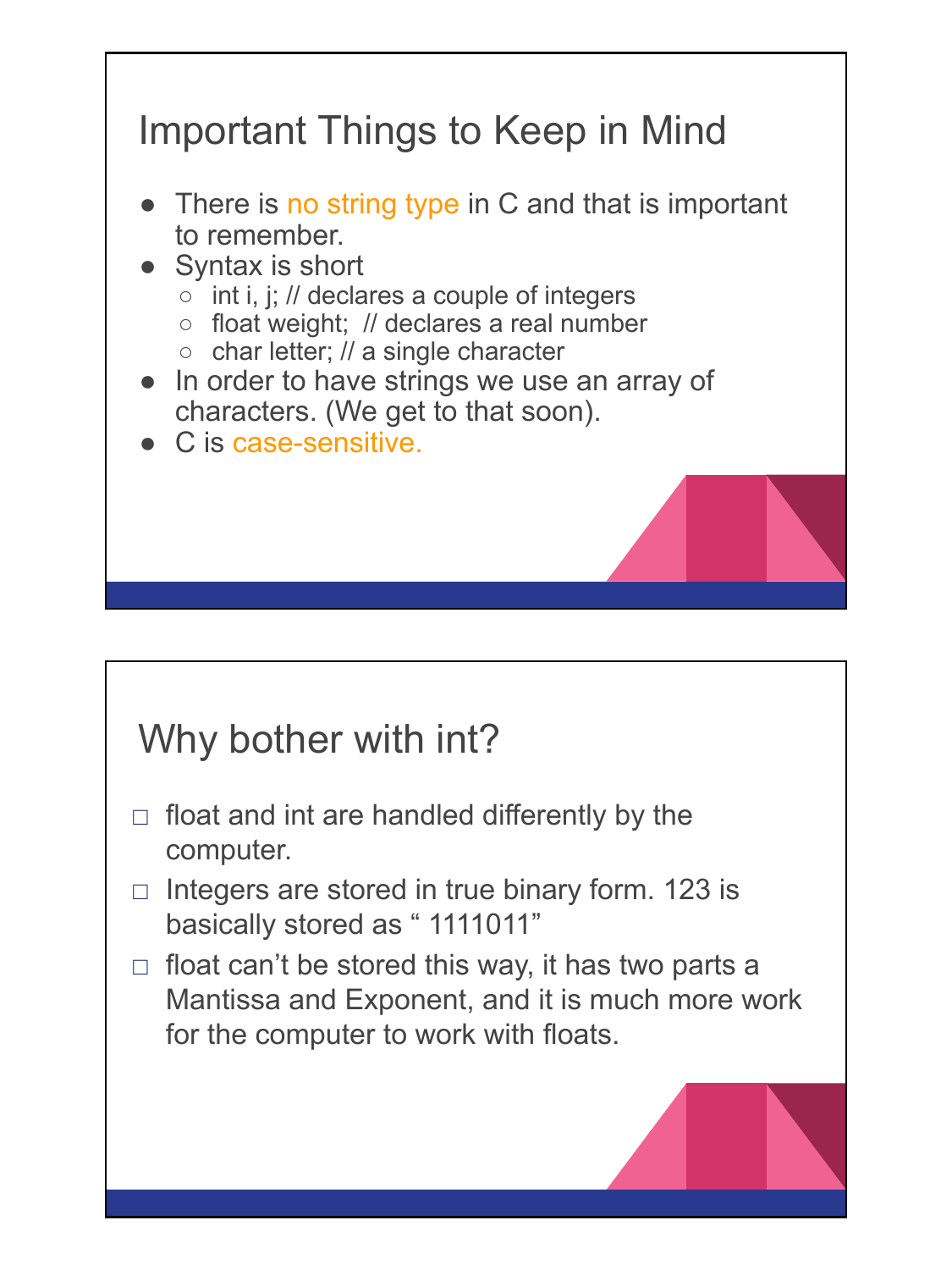## Important Things to Keep in Mind

- There is no string type in C and that is important to remember.
- Syntax is short
  - int i, j; // declares a couple of integers
  - float weight;  // declares a real number
  - char letter; // a single character
- In order to have strings we use an array of characters. (We get to that soon).
- C is case-sensitive.

## Why bother with int?

- float and int are handled differently by the computer.
- Integers are stored in true binary form. 123 is basically stored as " 1111011"
- float can't be stored this way, it has two parts a Mantissa and Exponent, and it is much more work for the computer to work with floats.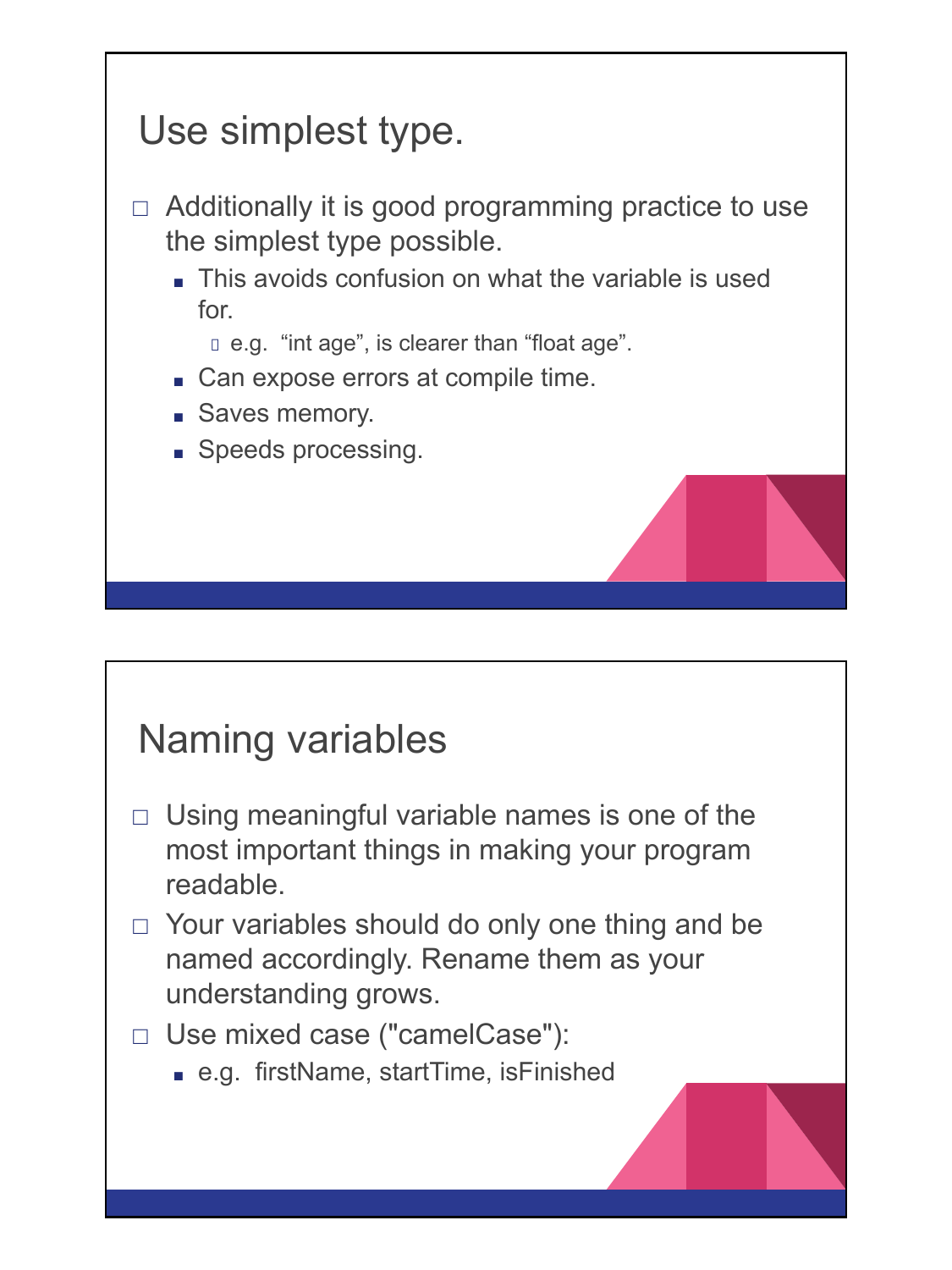## Use simplest type.

- Additionally it is good programming practice to use the simplest type possible.
  - This avoids confusion on what the variable is used for.
    - e.g. "int age", is clearer than "float age".
  - Can expose errors at compile time.
  - Saves memory.
  - Speeds processing.

## Naming variables

- Using meaningful variable names is one of the most important things in making your program readable.
- Your variables should do only one thing and be named accordingly. Rename them as your understanding grows.
- Use mixed case ("camelCase"):
  - e.g. firstName, startTime, isFinished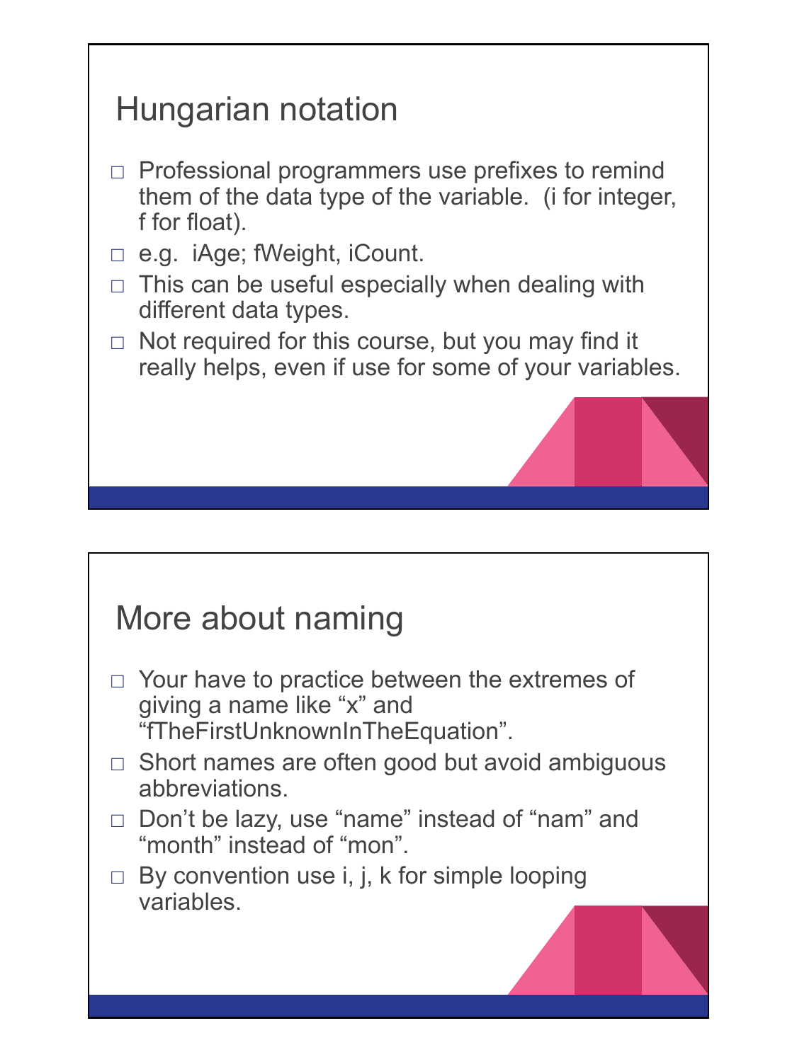## Hungarian notation

- Professional programmers use prefixes to remind them of the data type of the variable. (i for integer, f for float).
- e.g. iAge; fWeight, iCount.
- This can be useful especially when dealing with different data types.
- Not required for this course, but you may find it really helps, even if use for some of your variables.

## More about naming

- Your have to practice between the extremes of giving a name like "x" and "fTheFirstUnknownInTheEquation".
- Short names are often good but avoid ambiguous abbreviations.
- Don't be lazy, use "name" instead of "nam" and "month" instead of "mon".
- By convention use i, j, k for simple looping variables.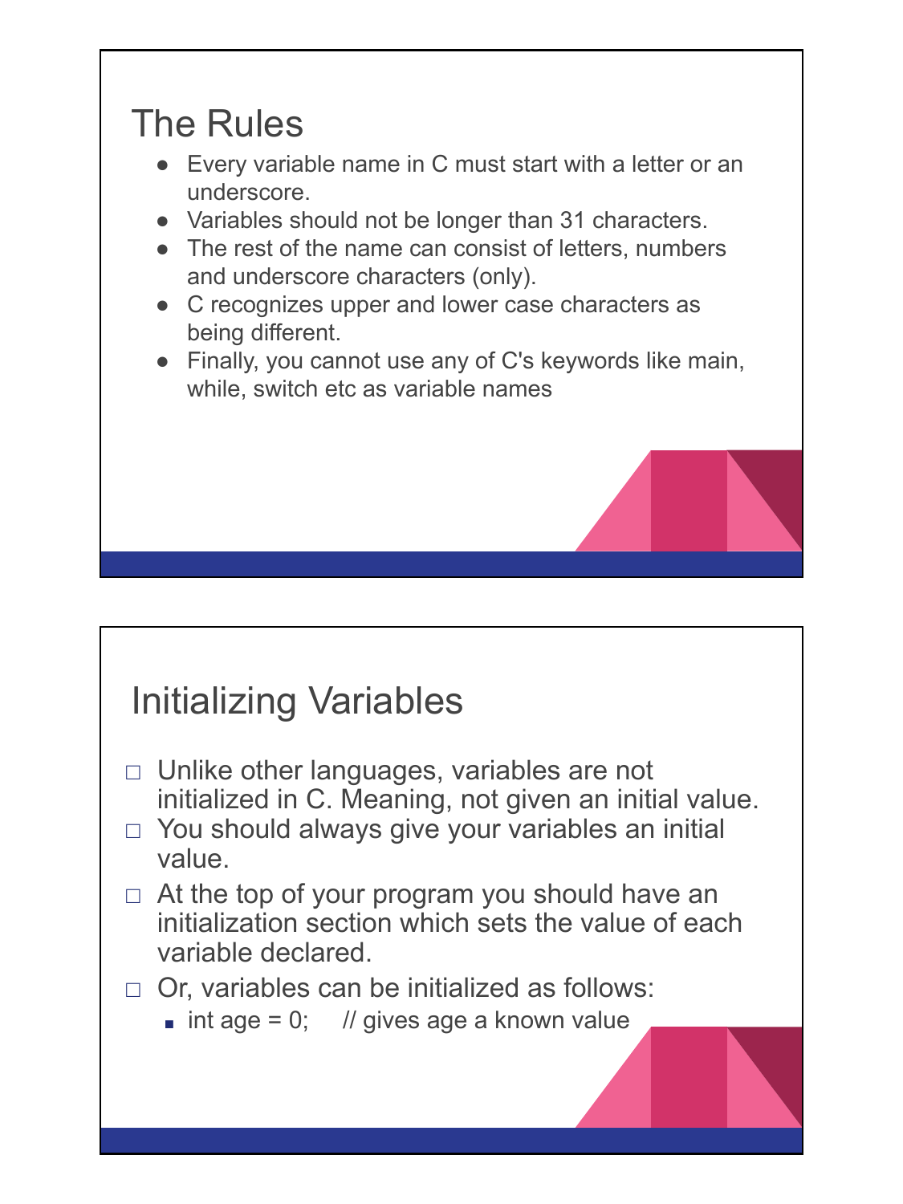## The Rules

- Every variable name in C must start with a letter or an underscore.
- Variables should not be longer than 31 characters.
- The rest of the name can consist of letters, numbers and underscore characters (only).
- C recognizes upper and lower case characters as being different.
- Finally, you cannot use any of C's keywords like main, while, switch etc as variable names

## Initializing Variables

- Unlike other languages, variables are not initialized in C. Meaning, not given an initial value.
- You should always give your variables an initial value.
- At the top of your program you should have an initialization section which sets the value of each variable declared.
- Or, variables can be initialized as follows:
  - int age = 0;     // gives age a known value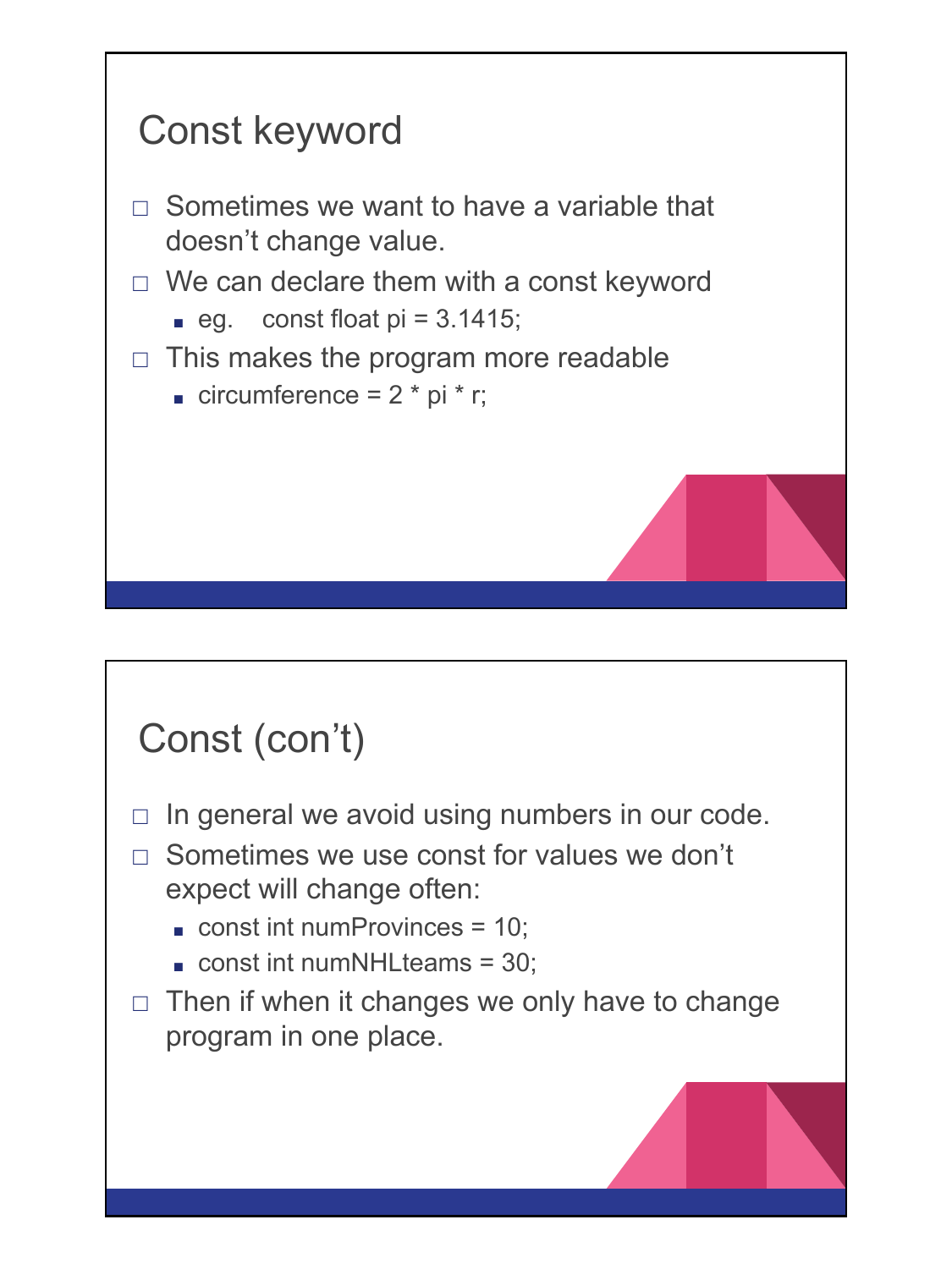## Const keyword

- Sometimes we want to have a variable that doesn't change value.
- We can declare them with a const keyword
  - eg. const float pi = 3.1415;
- This makes the program more readable
  - circumference = 2 * pi * r;

## Const (con't)

- In general we avoid using numbers in our code.
- Sometimes we use const for values we don't expect will change often:
  - const int numProvinces = 10;
  - const int numNHLteams = 30;
- Then if when it changes we only have to change program in one place.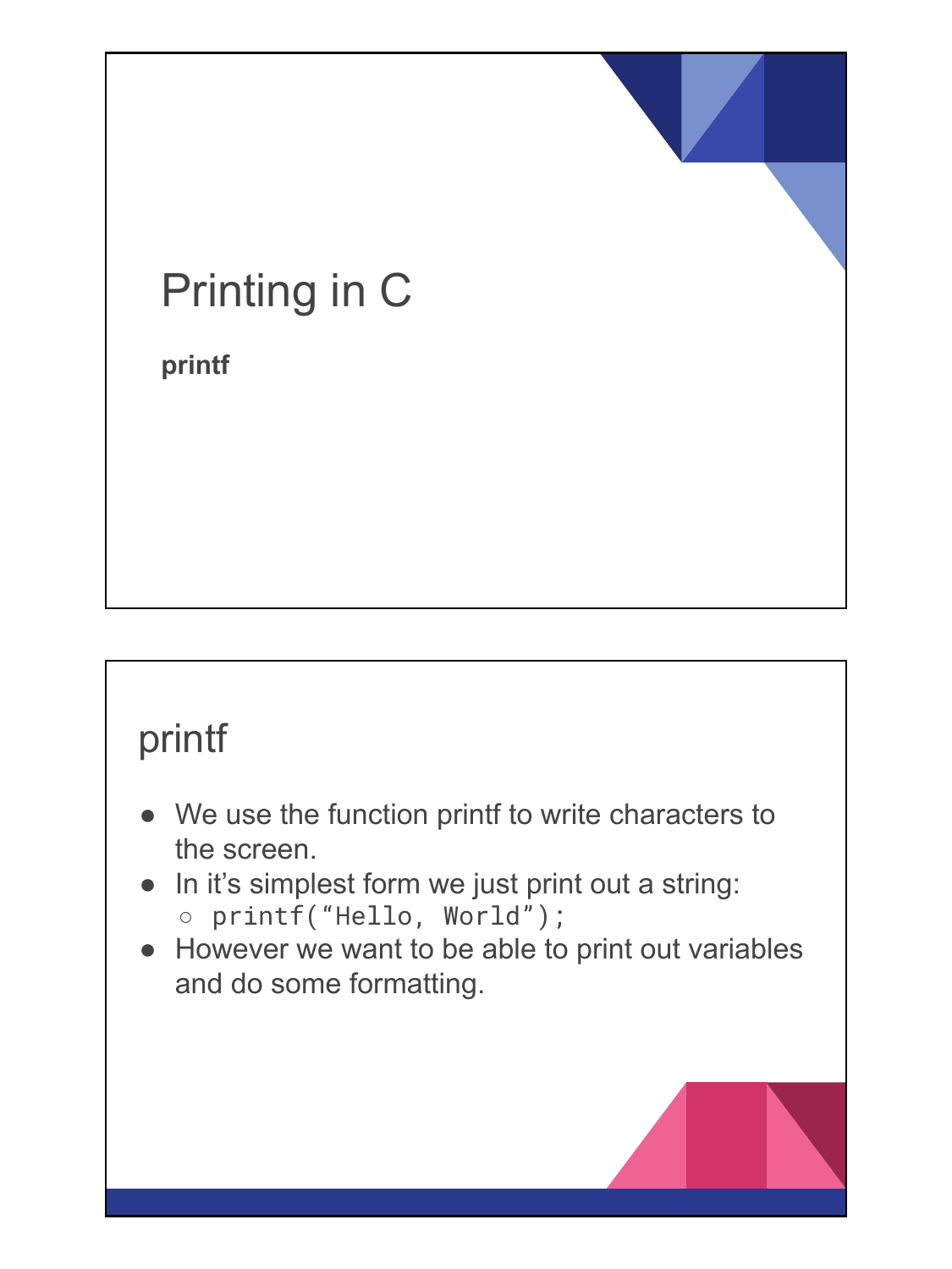# Printing in C

**printf**

## printf

- We use the function printf to write characters to the screen.
- In it’s simplest form we just print out a string:
  - `printf(“Hello, World”);`
- However we want to be able to print out variables and do some formatting.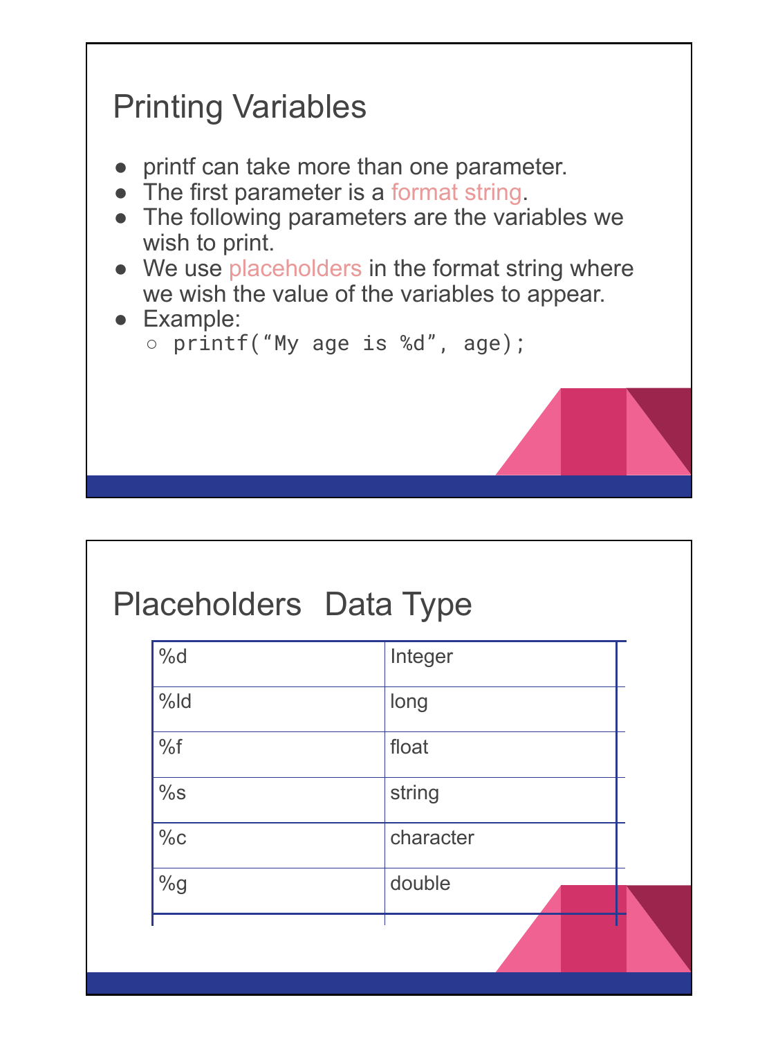# Printing Variables

- printf can take more than one parameter.
- The first parameter is a format string.
- The following parameters are the variables we wish to print.
- We use placeholders in the format string where we wish the value of the variables to appear.
- Example:
  - `printf(“My age is %d”, age);`

# Placeholders Data Type

| Placeholders | Data Type |
|---|---|
| %d | Integer |
| %ld | long |
| %f | float |
| %s | string |
| %c | character |
| %g | double |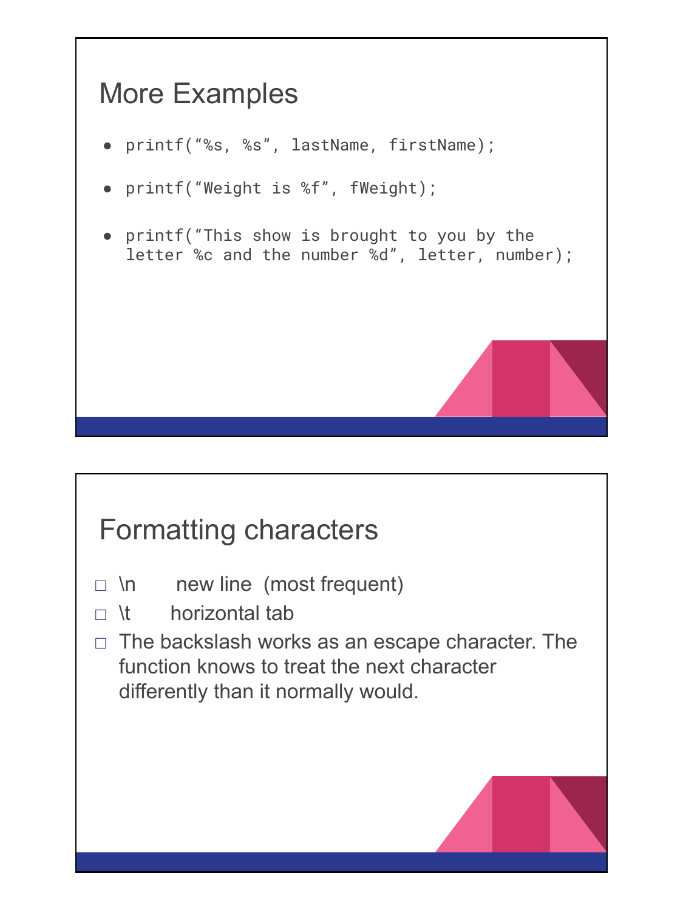## More Examples

- `printf(“%s, %s”, lastName, firstName);`
- `printf(“Weight is %f”, fWeight);`
- `printf(“This show is brought to you by the letter %c and the number %d”, letter, number);`

## Formatting characters

- \n    new line  (most frequent)
- \t    horizontal tab
- The backslash works as an escape character. The function knows to treat the next character differently than it normally would.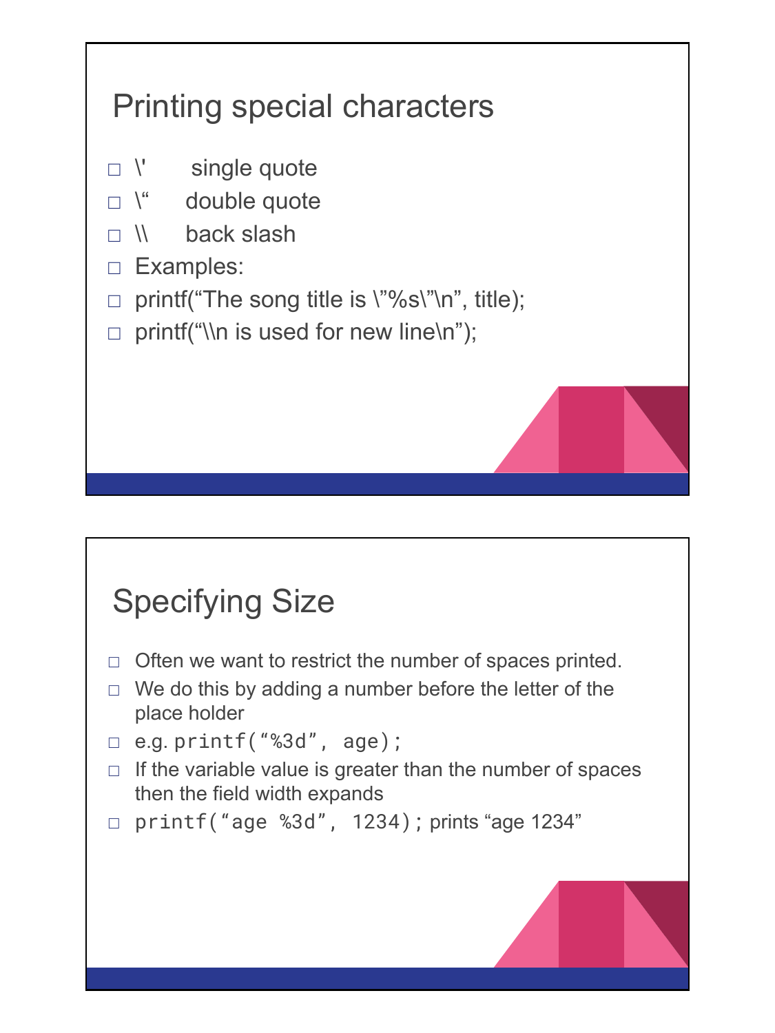## Printing special characters

- \'    single quote
- \“    double quote
- \\    back slash
- Examples:
- printf(“The song title is \”%s\”\n”, title);
- printf(“\\n is used for new line\n”);

## Specifying Size

- Often we want to restrict the number of spaces printed.
- We do this by adding a number before the letter of the place holder
- e.g. `printf(“%3d”, age);`
- If the variable value is greater than the number of spaces then the field width expands
- `printf(“age %3d”, 1234);` prints “age 1234”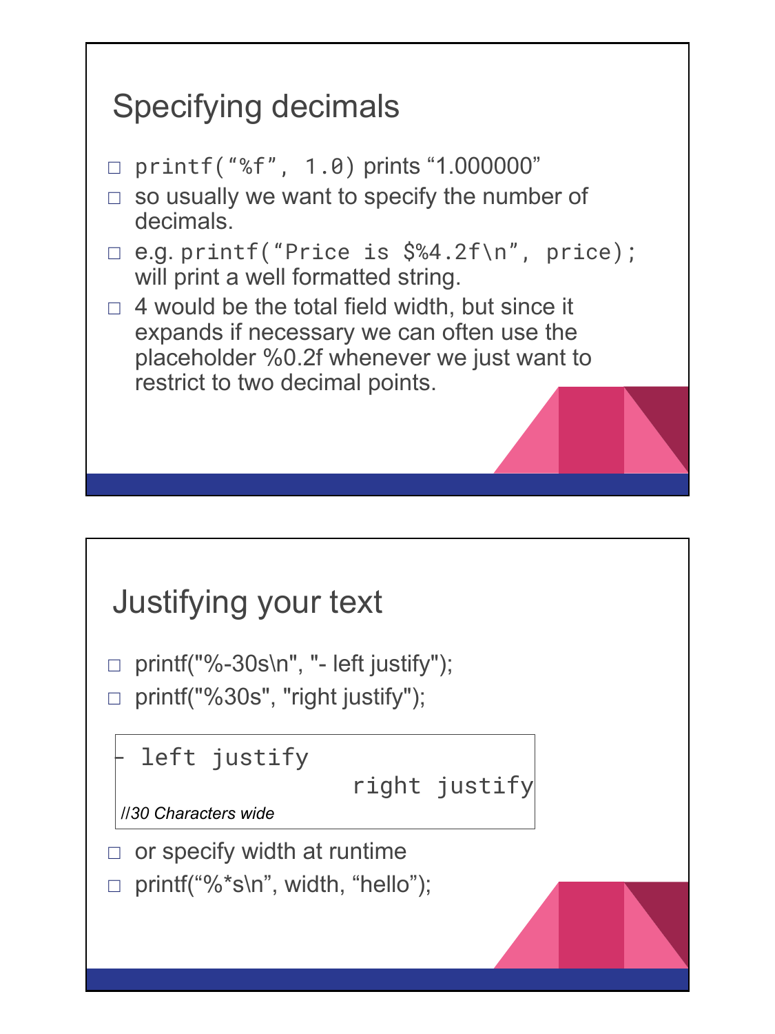## Specifying decimals

- `printf("%f", 1.0)` prints "1.000000"
- so usually we want to specify the number of decimals.
- e.g. `printf("Price is $%4.2f\n", price);` will print a well formatted string.
- 4 would be the total field width, but since it expands if necessary we can often use the placeholder %0.2f whenever we just want to restrict to two decimal points.

## Justifying your text

- printf("%-30s\n", "- left justify");
- printf("%30s", "right justify");

```
- left justify
                 right justify
```

*//30 Characters wide*

- or specify width at runtime
- printf("%*s\n", width, "hello");